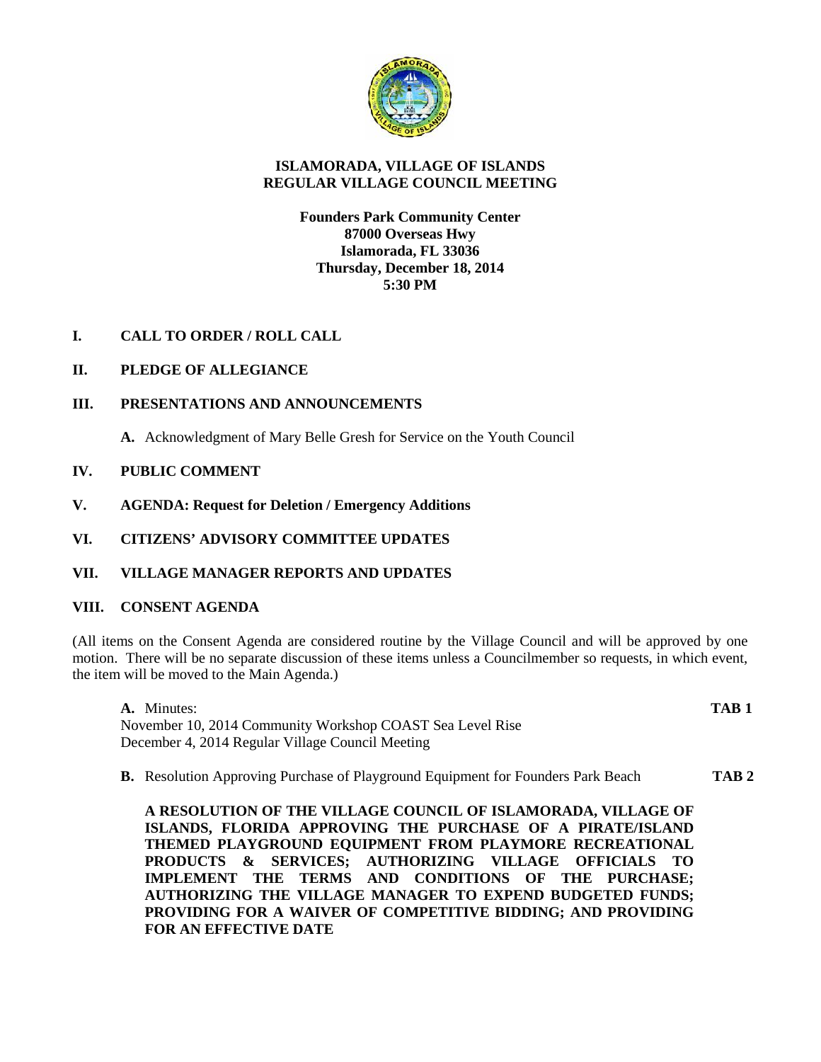# ISLAMORADA, VILLAGE OF ISLANDS
# REGULAR VILLAGE COUNCIL MEETING

**Founders Park Community Center**
**87000 Overseas Hwy**
**Islamorada, FL 33036**
**Thursday, December 18, 2014**
**5:30 PM**

## I. CALL TO ORDER / ROLL CALL

## II. PLEDGE OF ALLEGIANCE

## III. PRESENTATIONS AND ANNOUNCEMENTS

**A.** Acknowledgment of Mary Belle Gresh for Service on the Youth Council

## IV. PUBLIC COMMENT

## V. AGENDA: Request for Deletion / Emergency Additions

## VI. CITIZENS' ADVISORY COMMITTEE UPDATES

## VII. VILLAGE MANAGER REPORTS AND UPDATES

## VIII. CONSENT AGENDA

(All items on the Consent Agenda are considered routine by the Village Council and will be approved by one motion. There will be no separate discussion of these items unless a Councilmember so requests, in which event, the item will be moved to the Main Agenda.)

**A.** Minutes: **TAB 1**
November 10, 2014 Community Workshop COAST Sea Level Rise
December 4, 2014 Regular Village Council Meeting

**B.** Resolution Approving Purchase of Playground Equipment for Founders Park Beach **TAB 2**

**A RESOLUTION OF THE VILLAGE COUNCIL OF ISLAMORADA, VILLAGE OF ISLANDS, FLORIDA APPROVING THE PURCHASE OF A PIRATE/ISLAND THEMED PLAYGROUND EQUIPMENT FROM PLAYMORE RECREATIONAL PRODUCTS & SERVICES; AUTHORIZING VILLAGE OFFICIALS TO IMPLEMENT THE TERMS AND CONDITIONS OF THE PURCHASE; AUTHORIZING THE VILLAGE MANAGER TO EXPEND BUDGETED FUNDS; PROVIDING FOR A WAIVER OF COMPETITIVE BIDDING; AND PROVIDING FOR AN EFFECTIVE DATE**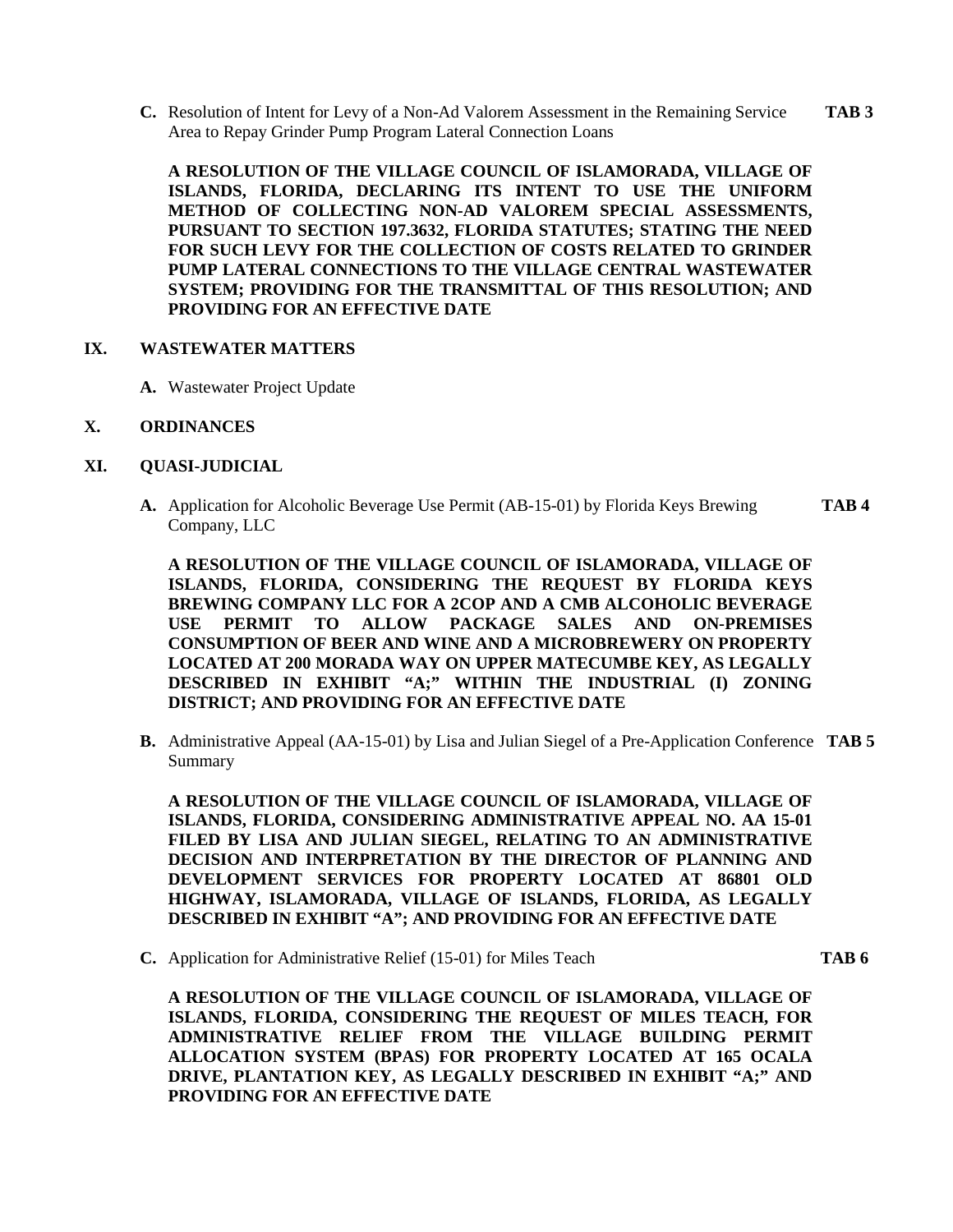**C.** Resolution of Intent for Levy of a Non-Ad Valorem Assessment in the Remaining Service Area to Repay Grinder Pump Program Lateral Connection Loans **TAB 3**

**A RESOLUTION OF THE VILLAGE COUNCIL OF ISLAMORADA, VILLAGE OF ISLANDS, FLORIDA, DECLARING ITS INTENT TO USE THE UNIFORM METHOD OF COLLECTING NON-AD VALOREM SPECIAL ASSESSMENTS, PURSUANT TO SECTION 197.3632, FLORIDA STATUTES; STATING THE NEED FOR SUCH LEVY FOR THE COLLECTION OF COSTS RELATED TO GRINDER PUMP LATERAL CONNECTIONS TO THE VILLAGE CENTRAL WASTEWATER SYSTEM; PROVIDING FOR THE TRANSMITTAL OF THIS RESOLUTION; AND PROVIDING FOR AN EFFECTIVE DATE**

## IX. WASTEWATER MATTERS

**A.** Wastewater Project Update

## X. ORDINANCES

## XI. QUASI-JUDICIAL

**A.** Application for Alcoholic Beverage Use Permit (AB-15-01) by Florida Keys Brewing Company, LLC **TAB 4**

**A RESOLUTION OF THE VILLAGE COUNCIL OF ISLAMORADA, VILLAGE OF ISLANDS, FLORIDA, CONSIDERING THE REQUEST BY FLORIDA KEYS BREWING COMPANY LLC FOR A 2COP AND A CMB ALCOHOLIC BEVERAGE USE PERMIT TO ALLOW PACKAGE SALES AND ON-PREMISES CONSUMPTION OF BEER AND WINE AND A MICROBREWERY ON PROPERTY LOCATED AT 200 MORADA WAY ON UPPER MATECUMBE KEY, AS LEGALLY DESCRIBED IN EXHIBIT "A;" WITHIN THE INDUSTRIAL (I) ZONING DISTRICT; AND PROVIDING FOR AN EFFECTIVE DATE**

**B.** Administrative Appeal (AA-15-01) by Lisa and Julian Siegel of a Pre-Application Conference Summary **TAB 5**

**A RESOLUTION OF THE VILLAGE COUNCIL OF ISLAMORADA, VILLAGE OF ISLANDS, FLORIDA, CONSIDERING ADMINISTRATIVE APPEAL NO. AA 15-01 FILED BY LISA AND JULIAN SIEGEL, RELATING TO AN ADMINISTRATIVE DECISION AND INTERPRETATION BY THE DIRECTOR OF PLANNING AND DEVELOPMENT SERVICES FOR PROPERTY LOCATED AT 86801 OLD HIGHWAY, ISLAMORADA, VILLAGE OF ISLANDS, FLORIDA, AS LEGALLY DESCRIBED IN EXHIBIT "A"; AND PROVIDING FOR AN EFFECTIVE DATE**

**C.** Application for Administrative Relief (15-01) for Miles Teach **TAB 6**

**A RESOLUTION OF THE VILLAGE COUNCIL OF ISLAMORADA, VILLAGE OF ISLANDS, FLORIDA, CONSIDERING THE REQUEST OF MILES TEACH, FOR ADMINISTRATIVE RELIEF FROM THE VILLAGE BUILDING PERMIT ALLOCATION SYSTEM (BPAS) FOR PROPERTY LOCATED AT 165 OCALA DRIVE, PLANTATION KEY, AS LEGALLY DESCRIBED IN EXHIBIT "A;" AND PROVIDING FOR AN EFFECTIVE DATE**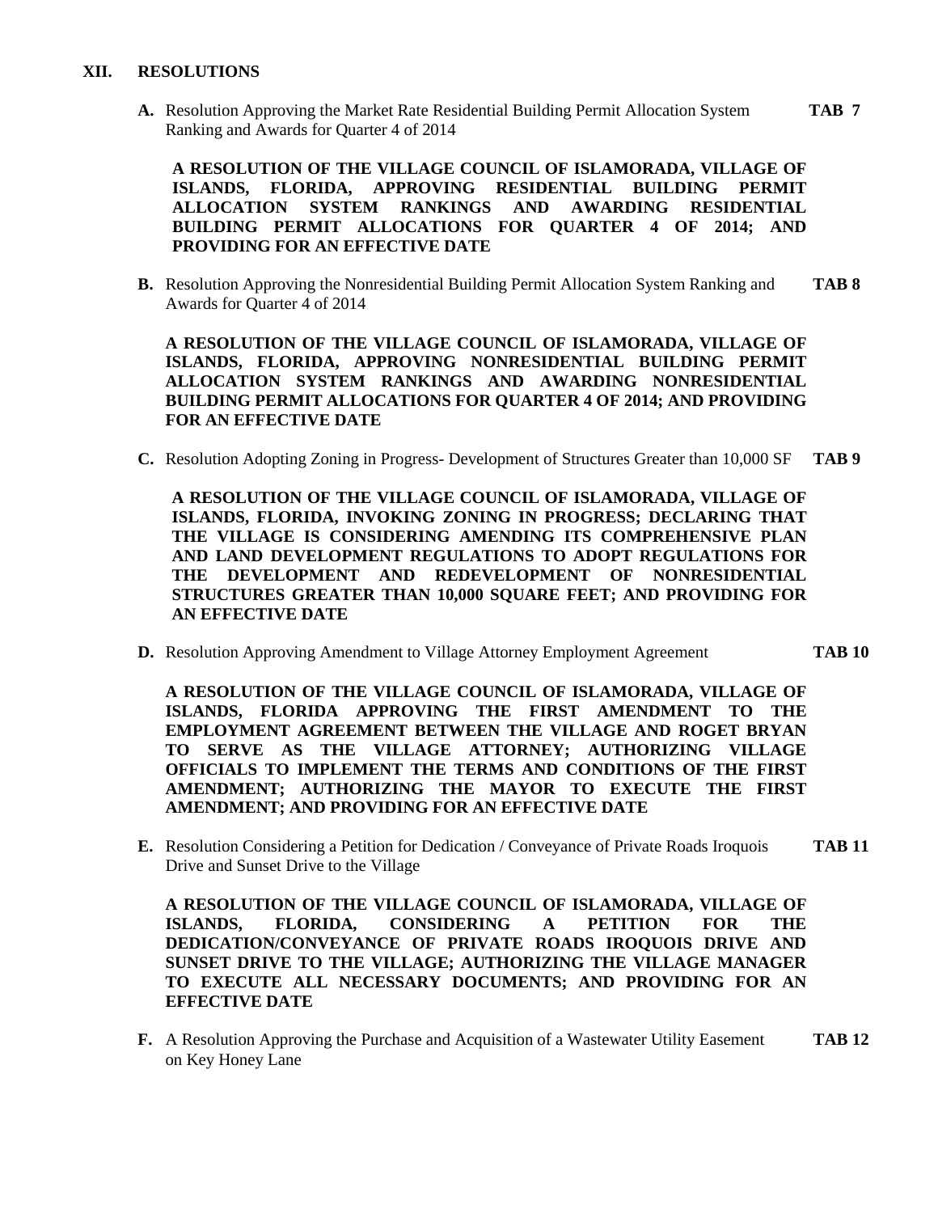## XII. RESOLUTIONS

**A.** Resolution Approving the Market Rate Residential Building Permit Allocation System Ranking and Awards for Quarter 4 of 2014 **TAB 7**

**A RESOLUTION OF THE VILLAGE COUNCIL OF ISLAMORADA, VILLAGE OF ISLANDS, FLORIDA, APPROVING RESIDENTIAL BUILDING PERMIT ALLOCATION SYSTEM RANKINGS AND AWARDING RESIDENTIAL BUILDING PERMIT ALLOCATIONS FOR QUARTER 4 OF 2014; AND PROVIDING FOR AN EFFECTIVE DATE**

**B.** Resolution Approving the Nonresidential Building Permit Allocation System Ranking and Awards for Quarter 4 of 2014 **TAB 8**

**A RESOLUTION OF THE VILLAGE COUNCIL OF ISLAMORADA, VILLAGE OF ISLANDS, FLORIDA, APPROVING NONRESIDENTIAL BUILDING PERMIT ALLOCATION SYSTEM RANKINGS AND AWARDING NONRESIDENTIAL BUILDING PERMIT ALLOCATIONS FOR QUARTER 4 OF 2014; AND PROVIDING FOR AN EFFECTIVE DATE**

**C.** Resolution Adopting Zoning in Progress- Development of Structures Greater than 10,000 SF **TAB 9**

**A RESOLUTION OF THE VILLAGE COUNCIL OF ISLAMORADA, VILLAGE OF ISLANDS, FLORIDA, INVOKING ZONING IN PROGRESS; DECLARING THAT THE VILLAGE IS CONSIDERING AMENDING ITS COMPREHENSIVE PLAN AND LAND DEVELOPMENT REGULATIONS TO ADOPT REGULATIONS FOR THE DEVELOPMENT AND REDEVELOPMENT OF NONRESIDENTIAL STRUCTURES GREATER THAN 10,000 SQUARE FEET; AND PROVIDING FOR AN EFFECTIVE DATE**

**D.** Resolution Approving Amendment to Village Attorney Employment Agreement **TAB 10**

**A RESOLUTION OF THE VILLAGE COUNCIL OF ISLAMORADA, VILLAGE OF ISLANDS, FLORIDA APPROVING THE FIRST AMENDMENT TO THE EMPLOYMENT AGREEMENT BETWEEN THE VILLAGE AND ROGET BRYAN TO SERVE AS THE VILLAGE ATTORNEY; AUTHORIZING VILLAGE OFFICIALS TO IMPLEMENT THE TERMS AND CONDITIONS OF THE FIRST AMENDMENT; AUTHORIZING THE MAYOR TO EXECUTE THE FIRST AMENDMENT; AND PROVIDING FOR AN EFFECTIVE DATE**

**E.** Resolution Considering a Petition for Dedication / Conveyance of Private Roads Iroquois Drive and Sunset Drive to the Village **TAB 11**

**A RESOLUTION OF THE VILLAGE COUNCIL OF ISLAMORADA, VILLAGE OF ISLANDS, FLORIDA, CONSIDERING A PETITION FOR THE DEDICATION/CONVEYANCE OF PRIVATE ROADS IROQUOIS DRIVE AND SUNSET DRIVE TO THE VILLAGE; AUTHORIZING THE VILLAGE MANAGER TO EXECUTE ALL NECESSARY DOCUMENTS; AND PROVIDING FOR AN EFFECTIVE DATE**

**F.** A Resolution Approving the Purchase and Acquisition of a Wastewater Utility Easement on Key Honey Lane **TAB 12**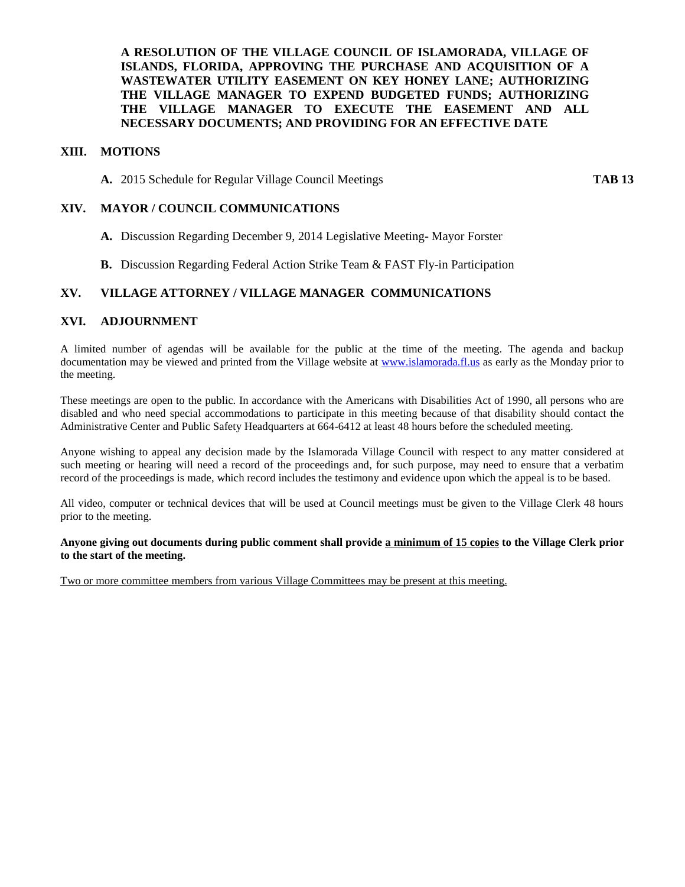**A RESOLUTION OF THE VILLAGE COUNCIL OF ISLAMORADA, VILLAGE OF ISLANDS, FLORIDA, APPROVING THE PURCHASE AND ACQUISITION OF A WASTEWATER UTILITY EASEMENT ON KEY HONEY LANE; AUTHORIZING THE VILLAGE MANAGER TO EXPEND BUDGETED FUNDS; AUTHORIZING THE VILLAGE MANAGER TO EXECUTE THE EASEMENT AND ALL NECESSARY DOCUMENTS; AND PROVIDING FOR AN EFFECTIVE DATE**

## XIII. MOTIONS

**A.** 2015 Schedule for Regular Village Council Meetings **TAB 13**

## XIV. MAYOR / COUNCIL COMMUNICATIONS

**A.** Discussion Regarding December 9, 2014 Legislative Meeting- Mayor Forster

**B.** Discussion Regarding Federal Action Strike Team & FAST Fly-in Participation

## XV. VILLAGE ATTORNEY / VILLAGE MANAGER COMMUNICATIONS

## XVI. ADJOURNMENT

A limited number of agendas will be available for the public at the time of the meeting. The agenda and backup documentation may be viewed and printed from the Village website at www.islamorada.fl.us as early as the Monday prior to the meeting.

These meetings are open to the public. In accordance with the Americans with Disabilities Act of 1990, all persons who are disabled and who need special accommodations to participate in this meeting because of that disability should contact the Administrative Center and Public Safety Headquarters at 664-6412 at least 48 hours before the scheduled meeting.

Anyone wishing to appeal any decision made by the Islamorada Village Council with respect to any matter considered at such meeting or hearing will need a record of the proceedings and, for such purpose, may need to ensure that a verbatim record of the proceedings is made, which record includes the testimony and evidence upon which the appeal is to be based.

All video, computer or technical devices that will be used at Council meetings must be given to the Village Clerk 48 hours prior to the meeting.

**Anyone giving out documents during public comment shall provide a minimum of 15 copies to the Village Clerk prior to the start of the meeting.**

Two or more committee members from various Village Committees may be present at this meeting.